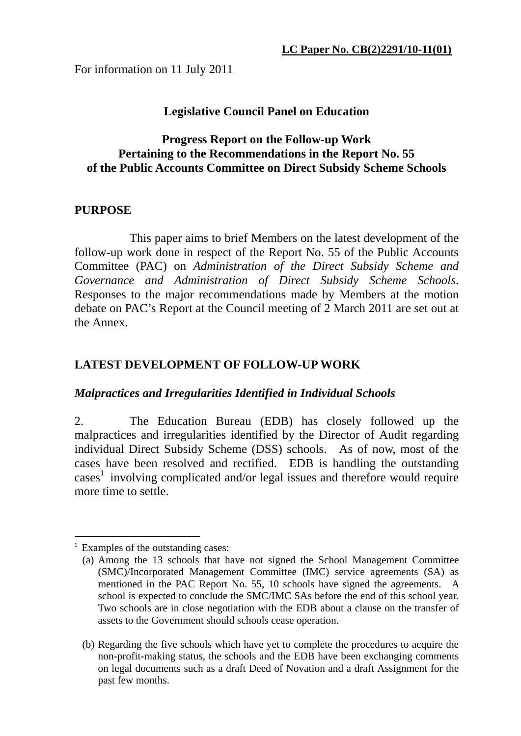**LC Paper No. CB(2)2291/10-11(01)**

For information on 11 July 2011

## Legislative Council Panel on Education

## Progress Report on the Follow-up Work Pertaining to the Recommendations in the Report No. 55 of the Public Accounts Committee on Direct Subsidy Scheme Schools

## PURPOSE

This paper aims to brief Members on the latest development of the follow-up work done in respect of the Report No. 55 of the Public Accounts Committee (PAC) on *Administration of the Direct Subsidy Scheme and Governance and Administration of Direct Subsidy Scheme Schools*. Responses to the major recommendations made by Members at the motion debate on PAC's Report at the Council meeting of 2 March 2011 are set out at the Annex.

## LATEST DEVELOPMENT OF FOLLOW-UP WORK

### *Malpractices and Irregularities Identified in Individual Schools*

2. The Education Bureau (EDB) has closely followed up the malpractices and irregularities identified by the Director of Audit regarding individual Direct Subsidy Scheme (DSS) schools. As of now, most of the cases have been resolved and rectified. EDB is handling the outstanding cases[1] involving complicated and/or legal issues and therefore would require more time to settle.

---

[1] Examples of the outstanding cases:

(a) Among the 13 schools that have not signed the School Management Committee (SMC)/Incorporated Management Committee (IMC) service agreements (SA) as mentioned in the PAC Report No. 55, 10 schools have signed the agreements. A school is expected to conclude the SMC/IMC SAs before the end of this school year. Two schools are in close negotiation with the EDB about a clause on the transfer of assets to the Government should schools cease operation.

(b) Regarding the five schools which have yet to complete the procedures to acquire the non-profit-making status, the schools and the EDB have been exchanging comments on legal documents such as a draft Deed of Novation and a draft Assignment for the past few months.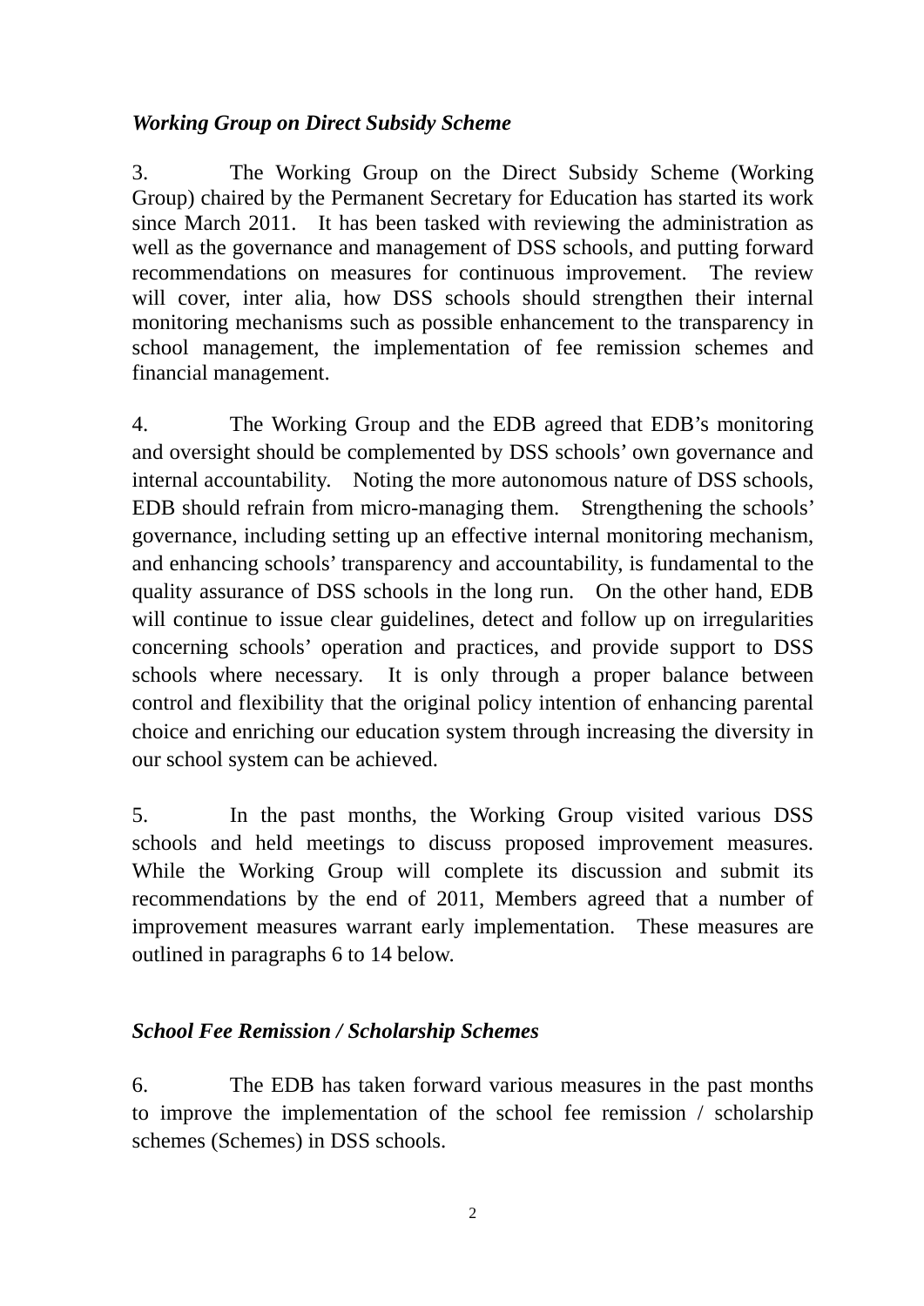*Working Group on Direct Subsidy Scheme*

3. The Working Group on the Direct Subsidy Scheme (Working Group) chaired by the Permanent Secretary for Education has started its work since March 2011. It has been tasked with reviewing the administration as well as the governance and management of DSS schools, and putting forward recommendations on measures for continuous improvement. The review will cover, inter alia, how DSS schools should strengthen their internal monitoring mechanisms such as possible enhancement to the transparency in school management, the implementation of fee remission schemes and financial management.

4. The Working Group and the EDB agreed that EDB's monitoring and oversight should be complemented by DSS schools' own governance and internal accountability. Noting the more autonomous nature of DSS schools, EDB should refrain from micro-managing them. Strengthening the schools' governance, including setting up an effective internal monitoring mechanism, and enhancing schools' transparency and accountability, is fundamental to the quality assurance of DSS schools in the long run. On the other hand, EDB will continue to issue clear guidelines, detect and follow up on irregularities concerning schools' operation and practices, and provide support to DSS schools where necessary. It is only through a proper balance between control and flexibility that the original policy intention of enhancing parental choice and enriching our education system through increasing the diversity in our school system can be achieved.

5. In the past months, the Working Group visited various DSS schools and held meetings to discuss proposed improvement measures. While the Working Group will complete its discussion and submit its recommendations by the end of 2011, Members agreed that a number of improvement measures warrant early implementation. These measures are outlined in paragraphs 6 to 14 below.

*School Fee Remission / Scholarship Schemes*

6. The EDB has taken forward various measures in the past months to improve the implementation of the school fee remission / scholarship schemes (Schemes) in DSS schools.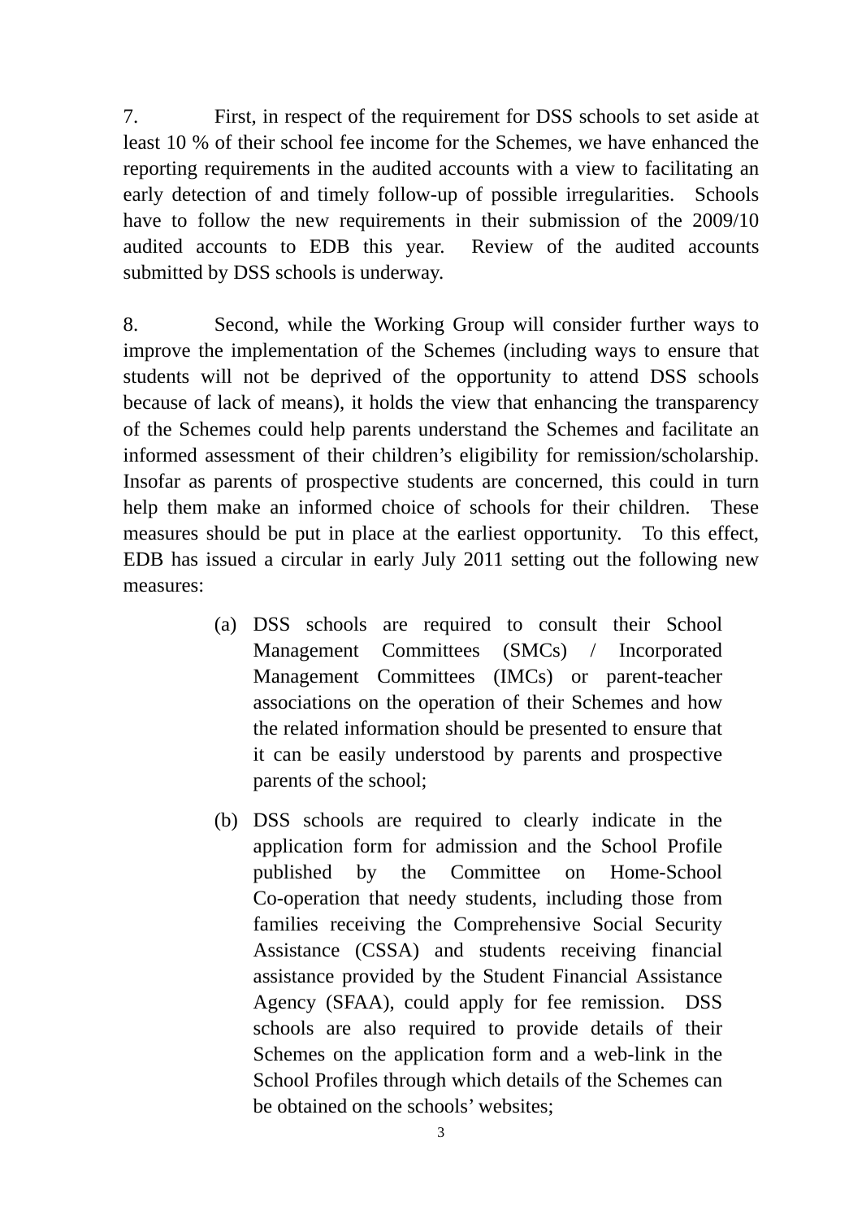7. First, in respect of the requirement for DSS schools to set aside at least 10 % of their school fee income for the Schemes, we have enhanced the reporting requirements in the audited accounts with a view to facilitating an early detection of and timely follow-up of possible irregularities. Schools have to follow the new requirements in their submission of the 2009/10 audited accounts to EDB this year. Review of the audited accounts submitted by DSS schools is underway.

8. Second, while the Working Group will consider further ways to improve the implementation of the Schemes (including ways to ensure that students will not be deprived of the opportunity to attend DSS schools because of lack of means), it holds the view that enhancing the transparency of the Schemes could help parents understand the Schemes and facilitate an informed assessment of their children's eligibility for remission/scholarship. Insofar as parents of prospective students are concerned, this could in turn help them make an informed choice of schools for their children. These measures should be put in place at the earliest opportunity. To this effect, EDB has issued a circular in early July 2011 setting out the following new measures:

(a) DSS schools are required to consult their School Management Committees (SMCs) / Incorporated Management Committees (IMCs) or parent-teacher associations on the operation of their Schemes and how the related information should be presented to ensure that it can be easily understood by parents and prospective parents of the school;

(b) DSS schools are required to clearly indicate in the application form for admission and the School Profile published by the Committee on Home-School Co-operation that needy students, including those from families receiving the Comprehensive Social Security Assistance (CSSA) and students receiving financial assistance provided by the Student Financial Assistance Agency (SFAA), could apply for fee remission. DSS schools are also required to provide details of their Schemes on the application form and a web-link in the School Profiles through which details of the Schemes can be obtained on the schools' websites;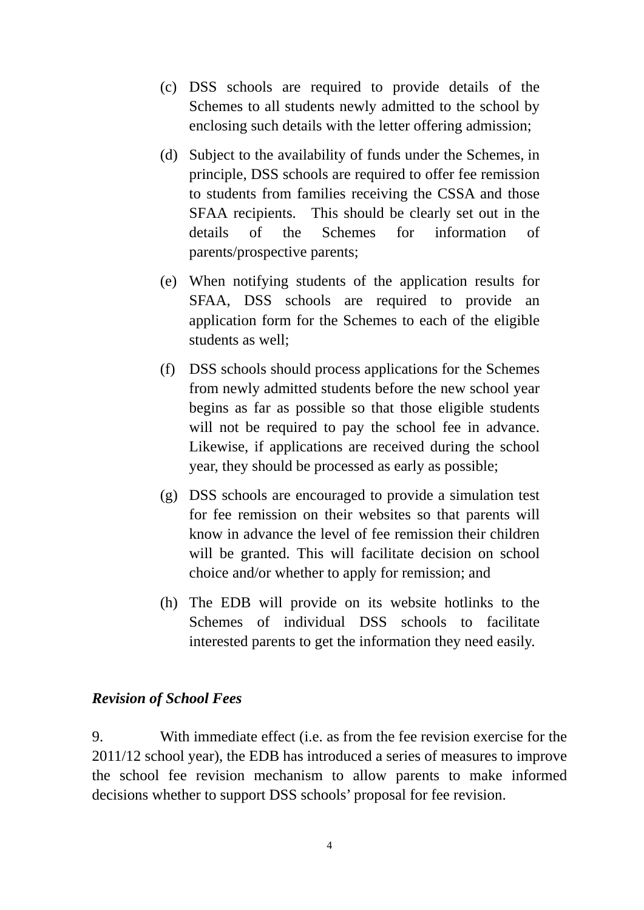(c) DSS schools are required to provide details of the Schemes to all students newly admitted to the school by enclosing such details with the letter offering admission;

(d) Subject to the availability of funds under the Schemes, in principle, DSS schools are required to offer fee remission to students from families receiving the CSSA and those SFAA recipients. This should be clearly set out in the details of the Schemes for information of parents/prospective parents;

(e) When notifying students of the application results for SFAA, DSS schools are required to provide an application form for the Schemes to each of the eligible students as well;

(f) DSS schools should process applications for the Schemes from newly admitted students before the new school year begins as far as possible so that those eligible students will not be required to pay the school fee in advance. Likewise, if applications are received during the school year, they should be processed as early as possible;

(g) DSS schools are encouraged to provide a simulation test for fee remission on their websites so that parents will know in advance the level of fee remission their children will be granted. This will facilitate decision on school choice and/or whether to apply for remission; and

(h) The EDB will provide on its website hotlinks to the Schemes of individual DSS schools to facilitate interested parents to get the information they need easily.

***Revision of School Fees***

9. With immediate effect (i.e. as from the fee revision exercise for the 2011/12 school year), the EDB has introduced a series of measures to improve the school fee revision mechanism to allow parents to make informed decisions whether to support DSS schools' proposal for fee revision.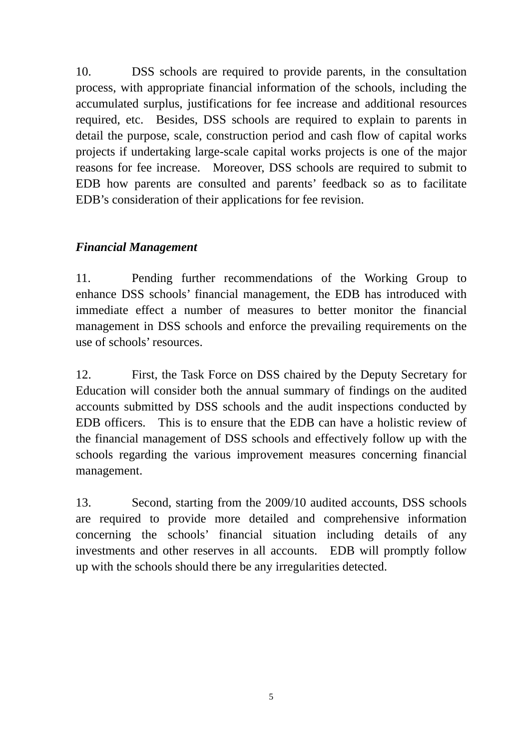10. DSS schools are required to provide parents, in the consultation process, with appropriate financial information of the schools, including the accumulated surplus, justifications for fee increase and additional resources required, etc. Besides, DSS schools are required to explain to parents in detail the purpose, scale, construction period and cash flow of capital works projects if undertaking large-scale capital works projects is one of the major reasons for fee increase. Moreover, DSS schools are required to submit to EDB how parents are consulted and parents' feedback so as to facilitate EDB's consideration of their applications for fee revision.

***Financial Management***

11. Pending further recommendations of the Working Group to enhance DSS schools' financial management, the EDB has introduced with immediate effect a number of measures to better monitor the financial management in DSS schools and enforce the prevailing requirements on the use of schools' resources.

12. First, the Task Force on DSS chaired by the Deputy Secretary for Education will consider both the annual summary of findings on the audited accounts submitted by DSS schools and the audit inspections conducted by EDB officers. This is to ensure that the EDB can have a holistic review of the financial management of DSS schools and effectively follow up with the schools regarding the various improvement measures concerning financial management.

13. Second, starting from the 2009/10 audited accounts, DSS schools are required to provide more detailed and comprehensive information concerning the schools' financial situation including details of any investments and other reserves in all accounts. EDB will promptly follow up with the schools should there be any irregularities detected.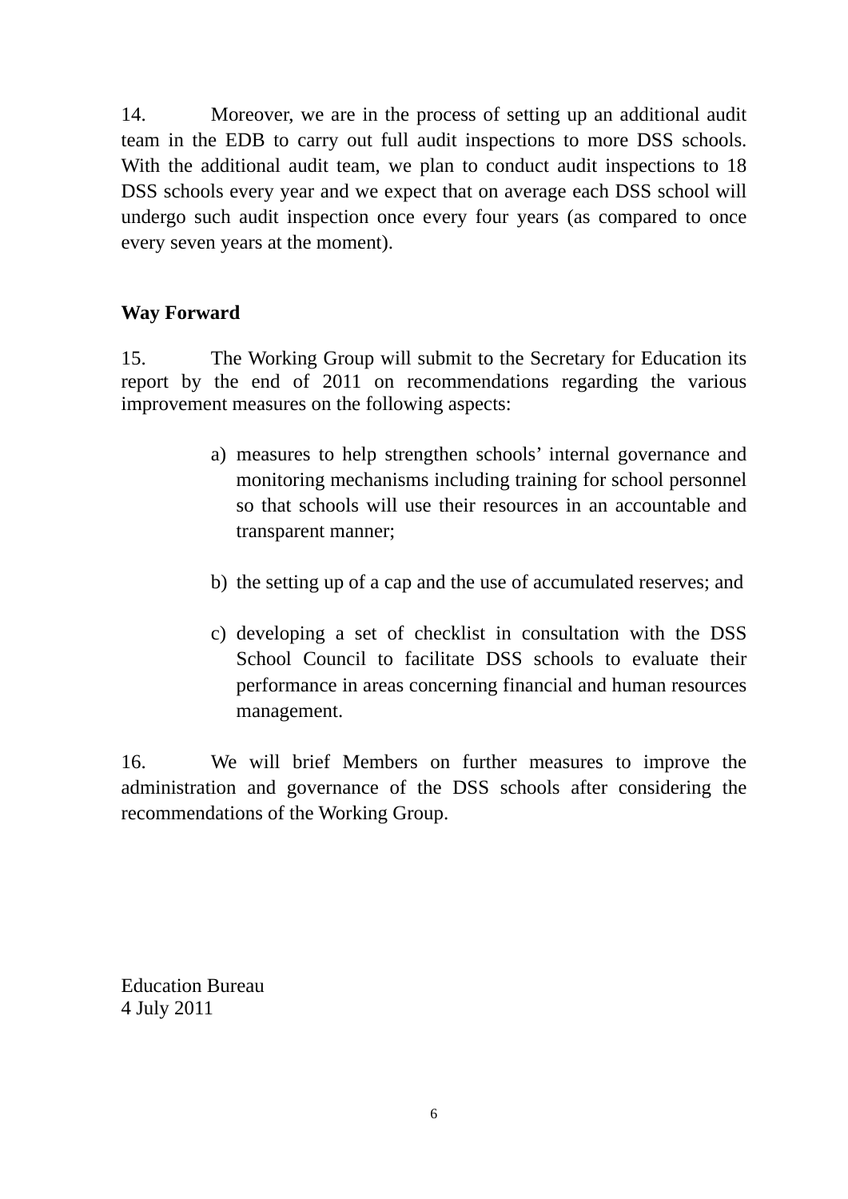14. Moreover, we are in the process of setting up an additional audit team in the EDB to carry out full audit inspections to more DSS schools. With the additional audit team, we plan to conduct audit inspections to 18 DSS schools every year and we expect that on average each DSS school will undergo such audit inspection once every four years (as compared to once every seven years at the moment).

**Way Forward**

15. The Working Group will submit to the Secretary for Education its report by the end of 2011 on recommendations regarding the various improvement measures on the following aspects:

a) measures to help strengthen schools' internal governance and monitoring mechanisms including training for school personnel so that schools will use their resources in an accountable and transparent manner;

b) the setting up of a cap and the use of accumulated reserves; and

c) developing a set of checklist in consultation with the DSS School Council to facilitate DSS schools to evaluate their performance in areas concerning financial and human resources management.

16. We will brief Members on further measures to improve the administration and governance of the DSS schools after considering the recommendations of the Working Group.

Education Bureau
4 July 2011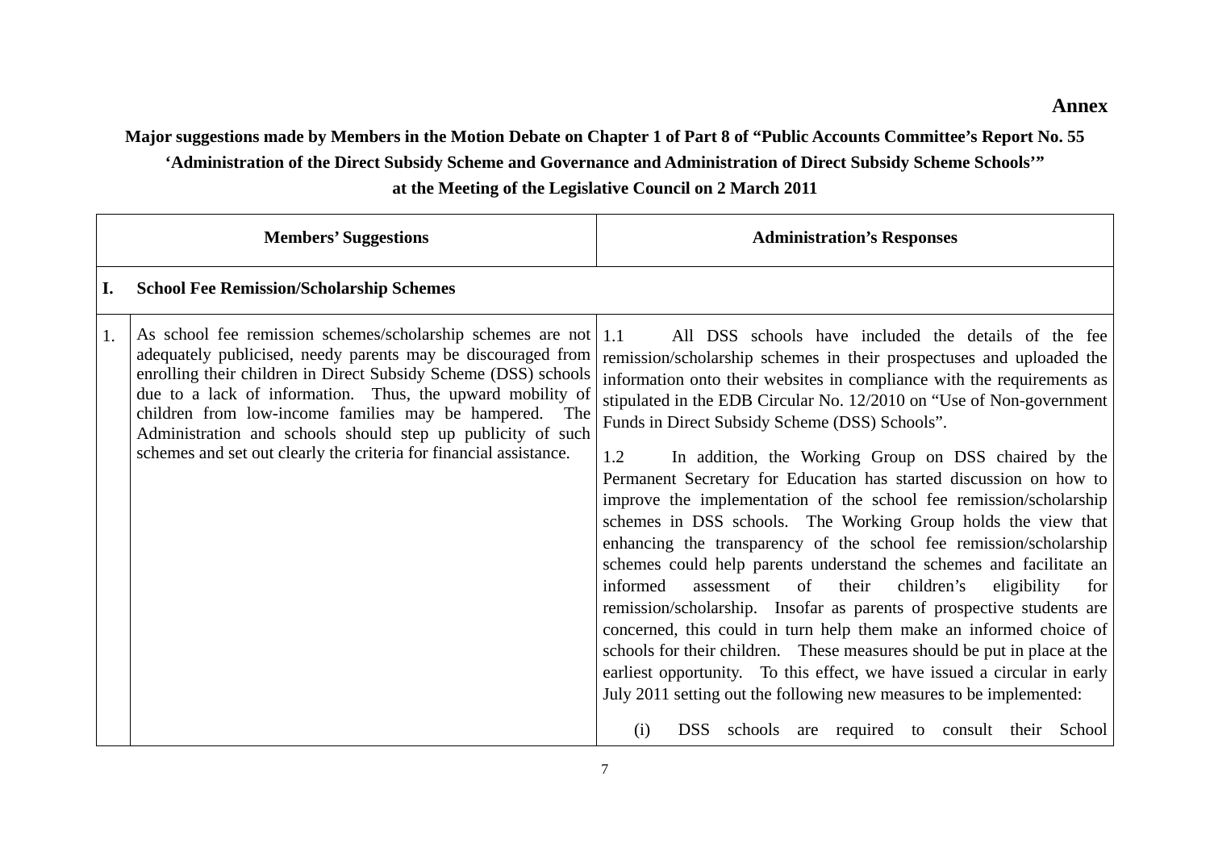**Annex**

**Major suggestions made by Members in the Motion Debate on Chapter 1 of Part 8 of "Public Accounts Committee's Report No. 55 'Administration of the Direct Subsidy Scheme and Governance and Administration of Direct Subsidy Scheme Schools'" at the Meeting of the Legislative Council on 2 March 2011**

| | Members' Suggestions | Administration's Responses |
|---|---|---|
| **I.** | **School Fee Remission/Scholarship Schemes** | |
| 1. | As school fee remission schemes/scholarship schemes are not adequately publicised, needy parents may be discouraged from enrolling their children in Direct Subsidy Scheme (DSS) schools due to a lack of information. Thus, the upward mobility of children from low-income families may be hampered. The Administration and schools should step up publicity of such schemes and set out clearly the criteria for financial assistance. | 1.1 All DSS schools have included the details of the fee remission/scholarship schemes in their prospectuses and uploaded the information onto their websites in compliance with the requirements as stipulated in the EDB Circular No. 12/2010 on "Use of Non-government Funds in Direct Subsidy Scheme (DSS) Schools".<br><br>1.2 In addition, the Working Group on DSS chaired by the Permanent Secretary for Education has started discussion on how to improve the implementation of the school fee remission/scholarship schemes in DSS schools. The Working Group holds the view that enhancing the transparency of the school fee remission/scholarship schemes could help parents understand the schemes and facilitate an informed assessment of their children's eligibility for remission/scholarship. Insofar as parents of prospective students are concerned, this could in turn help them make an informed choice of schools for their children. These measures should be put in place at the earliest opportunity. To this effect, we have issued a circular in early July 2011 setting out the following new measures to be implemented:<br><br>(i) DSS schools are required to consult their School |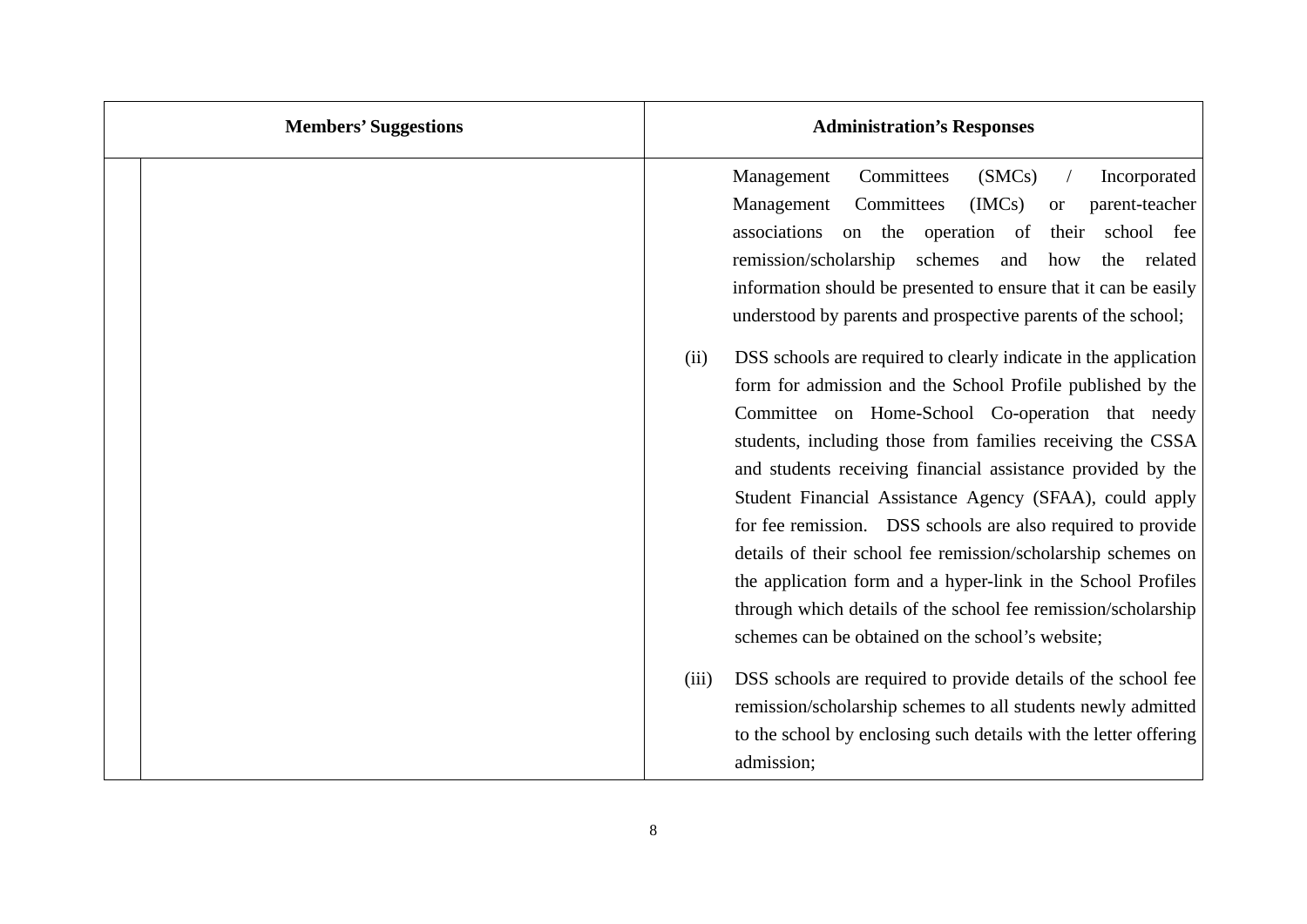| Members' Suggestions | Administration's Responses |
| --- | --- |
| | Management Committees (SMCs) / Incorporated Management Committees (IMCs) or parent-teacher associations on the operation of their school fee remission/scholarship schemes and how the related information should be presented to ensure that it can be easily understood by parents and prospective parents of the school;<br><br>(ii) DSS schools are required to clearly indicate in the application form for admission and the School Profile published by the Committee on Home-School Co-operation that needy students, including those from families receiving the CSSA and students receiving financial assistance provided by the Student Financial Assistance Agency (SFAA), could apply for fee remission. DSS schools are also required to provide details of their school fee remission/scholarship schemes on the application form and a hyper-link in the School Profiles through which details of the school fee remission/scholarship schemes can be obtained on the school's website;<br><br>(iii) DSS schools are required to provide details of the school fee remission/scholarship schemes to all students newly admitted to the school by enclosing such details with the letter offering admission; |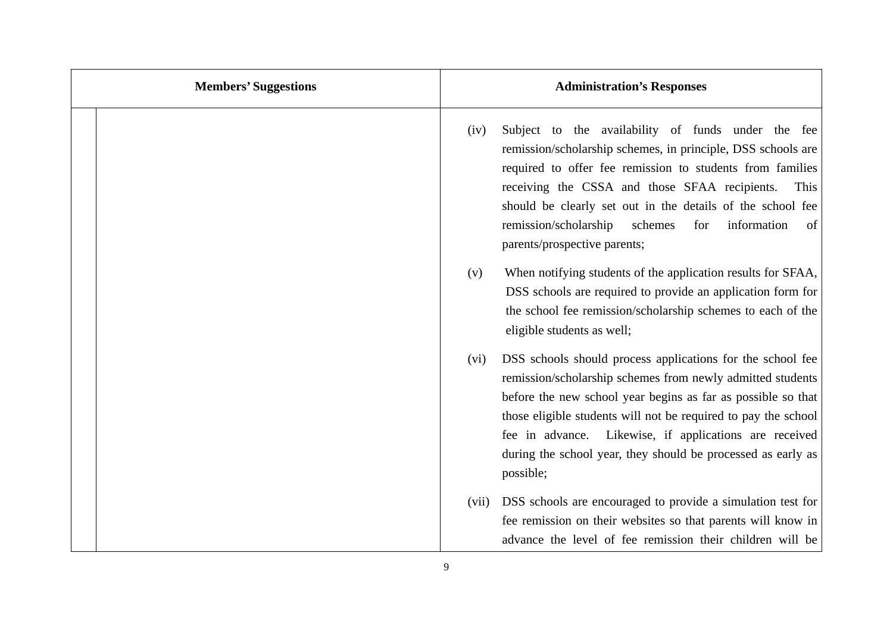| Members' Suggestions | Administration's Responses |
| --- | --- |
| | (iv) Subject to the availability of funds under the fee remission/scholarship schemes, in principle, DSS schools are required to offer fee remission to students from families receiving the CSSA and those SFAA recipients. This should be clearly set out in the details of the school fee remission/scholarship schemes for information of parents/prospective parents;<br><br>(v) When notifying students of the application results for SFAA, DSS schools are required to provide an application form for the school fee remission/scholarship schemes to each of the eligible students as well;<br><br>(vi) DSS schools should process applications for the school fee remission/scholarship schemes from newly admitted students before the new school year begins as far as possible so that those eligible students will not be required to pay the school fee in advance. Likewise, if applications are received during the school year, they should be processed as early as possible;<br><br>(vii) DSS schools are encouraged to provide a simulation test for fee remission on their websites so that parents will know in advance the level of fee remission their children will be |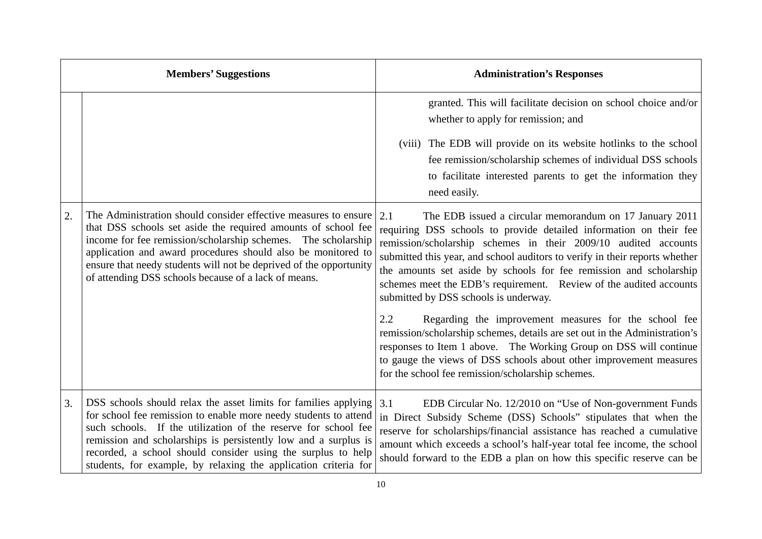| | Members' Suggestions | Administration's Responses |
| --- | --- | --- |
| | | granted. This will facilitate decision on school choice and/or whether to apply for remission; and<br><br>(viii) The EDB will provide on its website hotlinks to the school fee remission/scholarship schemes of individual DSS schools to facilitate interested parents to get the information they need easily. |
| 2. | The Administration should consider effective measures to ensure that DSS schools set aside the required amounts of school fee income for fee remission/scholarship schemes. The scholarship application and award procedures should also be monitored to ensure that needy students will not be deprived of the opportunity of attending DSS schools because of a lack of means. | 2.1 The EDB issued a circular memorandum on 17 January 2011 requiring DSS schools to provide detailed information on their fee remission/scholarship schemes in their 2009/10 audited accounts submitted this year, and school auditors to verify in their reports whether the amounts set aside by schools for fee remission and scholarship schemes meet the EDB's requirement. Review of the audited accounts submitted by DSS schools is underway.<br><br>2.2 Regarding the improvement measures for the school fee remission/scholarship schemes, details are set out in the Administration's responses to Item 1 above. The Working Group on DSS will continue to gauge the views of DSS schools about other improvement measures for the school fee remission/scholarship schemes. |
| 3. | DSS schools should relax the asset limits for families applying for school fee remission to enable more needy students to attend such schools. If the utilization of the reserve for school fee remission and scholarships is persistently low and a surplus is recorded, a school should consider using the surplus to help students, for example, by relaxing the application criteria for | 3.1 EDB Circular No. 12/2010 on "Use of Non-government Funds in Direct Subsidy Scheme (DSS) Schools" stipulates that when the reserve for scholarships/financial assistance has reached a cumulative amount which exceeds a school's half-year total fee income, the school should forward to the EDB a plan on how this specific reserve can be |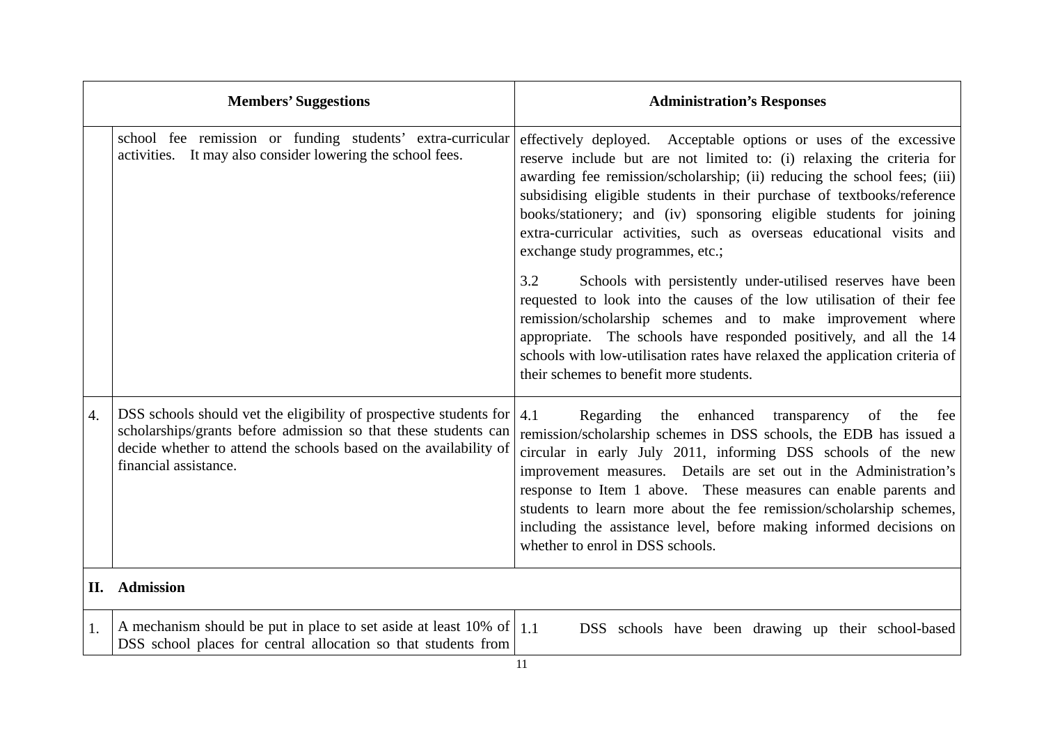| | Members' Suggestions | Administration's Responses |
|---|---|---|
| | school fee remission or funding students' extra-curricular activities. It may also consider lowering the school fees. | effectively deployed. Acceptable options or uses of the excessive reserve include but are not limited to: (i) relaxing the criteria for awarding fee remission/scholarship; (ii) reducing the school fees; (iii) subsidising eligible students in their purchase of textbooks/reference books/stationery; and (iv) sponsoring eligible students for joining extra-curricular activities, such as overseas educational visits and exchange study programmes, etc.;<br><br>3.2 Schools with persistently under-utilised reserves have been requested to look into the causes of the low utilisation of their fee remission/scholarship schemes and to make improvement where appropriate. The schools have responded positively, and all the 14 schools with low-utilisation rates have relaxed the application criteria of their schemes to benefit more students. |
| 4. | DSS schools should vet the eligibility of prospective students for scholarships/grants before admission so that these students can decide whether to attend the schools based on the availability of financial assistance. | 4.1 Regarding the enhanced transparency of the fee remission/scholarship schemes in DSS schools, the EDB has issued a circular in early July 2011, informing DSS schools of the new improvement measures. Details are set out in the Administration's response to Item 1 above. These measures can enable parents and students to learn more about the fee remission/scholarship schemes, including the assistance level, before making informed decisions on whether to enrol in DSS schools. |
| **II.** | **Admission** | |
| 1. | A mechanism should be put in place to set aside at least 10% of DSS school places for central allocation so that students from | 1.1 DSS schools have been drawing up their school-based |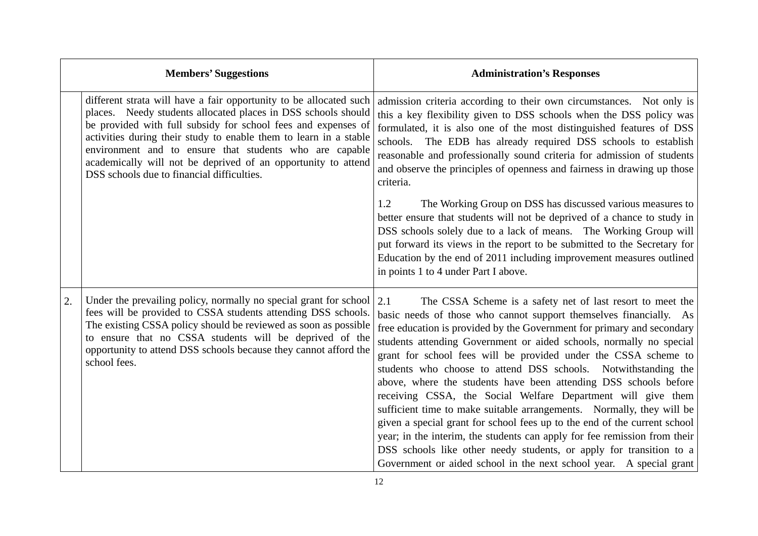| | Members' Suggestions | Administration's Responses |
|---|---|---|
| | different strata will have a fair opportunity to be allocated such places. Needy students allocated places in DSS schools should be provided with full subsidy for school fees and expenses of activities during their study to enable them to learn in a stable environment and to ensure that students who are capable academically will not be deprived of an opportunity to attend DSS schools due to financial difficulties. | admission criteria according to their own circumstances. Not only is this a key flexibility given to DSS schools when the DSS policy was formulated, it is also one of the most distinguished features of DSS schools. The EDB has already required DSS schools to establish reasonable and professionally sound criteria for admission of students and observe the principles of openness and fairness in drawing up those criteria.<br><br>1.2 The Working Group on DSS has discussed various measures to better ensure that students will not be deprived of a chance to study in DSS schools solely due to a lack of means. The Working Group will put forward its views in the report to be submitted to the Secretary for Education by the end of 2011 including improvement measures outlined in points 1 to 4 under Part I above. |
| 2. | Under the prevailing policy, normally no special grant for school fees will be provided to CSSA students attending DSS schools. The existing CSSA policy should be reviewed as soon as possible to ensure that no CSSA students will be deprived of the opportunity to attend DSS schools because they cannot afford the school fees. | 2.1 The CSSA Scheme is a safety net of last resort to meet the basic needs of those who cannot support themselves financially. As free education is provided by the Government for primary and secondary students attending Government or aided schools, normally no special grant for school fees will be provided under the CSSA scheme to students who choose to attend DSS schools. Notwithstanding the above, where the students have been attending DSS schools before receiving CSSA, the Social Welfare Department will give them sufficient time to make suitable arrangements. Normally, they will be given a special grant for school fees up to the end of the current school year; in the interim, the students can apply for fee remission from their DSS schools like other needy students, or apply for transition to a Government or aided school in the next school year. A special grant |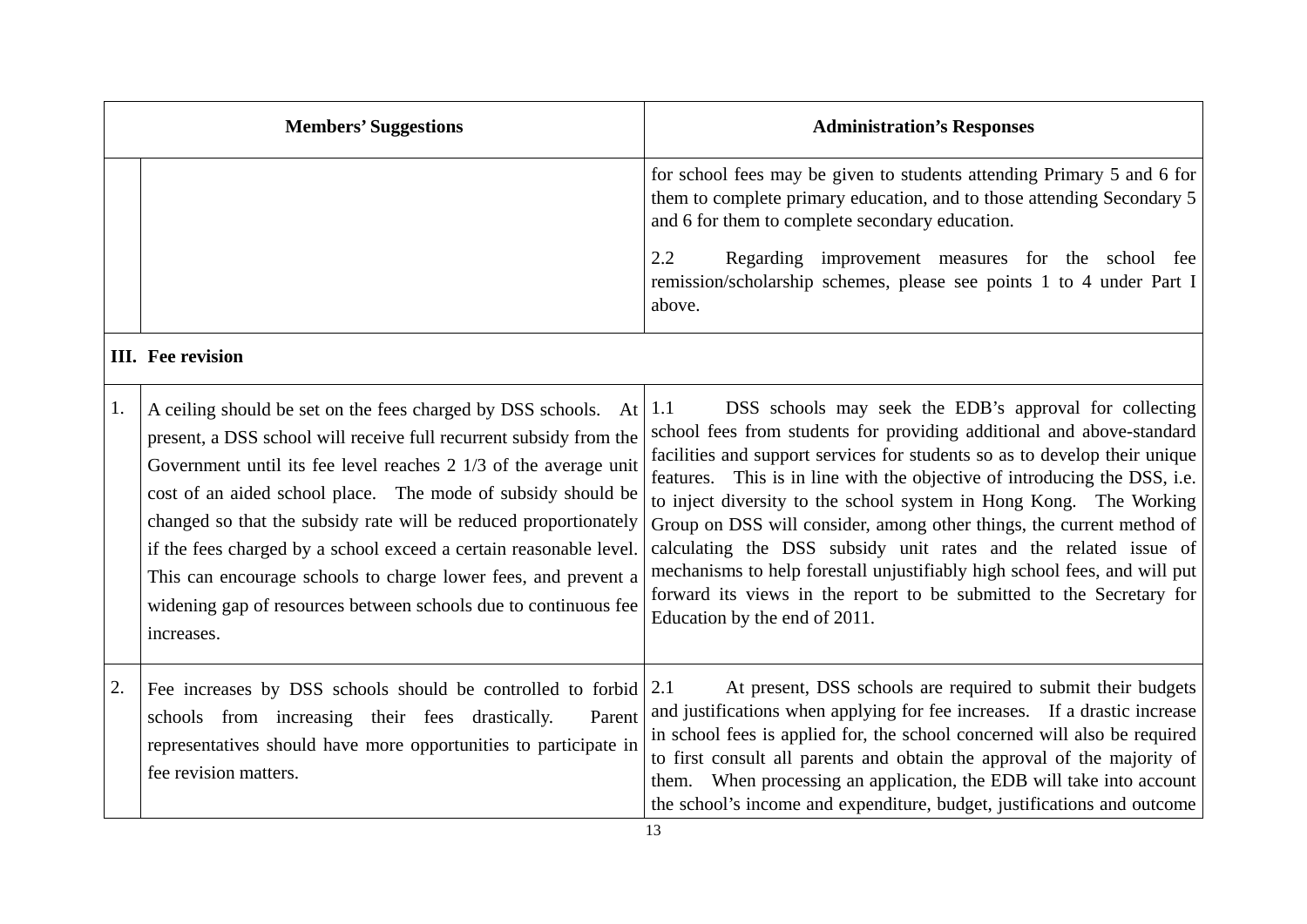| | Members' Suggestions | Administration's Responses |
|---|---|---|
| | | for school fees may be given to students attending Primary 5 and 6 for them to complete primary education, and to those attending Secondary 5 and 6 for them to complete secondary education.<br><br>2.2 Regarding improvement measures for the school fee remission/scholarship schemes, please see points 1 to 4 under Part I above. |
| **III.** | **Fee revision** | |
| 1. | A ceiling should be set on the fees charged by DSS schools. At present, a DSS school will receive full recurrent subsidy from the Government until its fee level reaches 2 1/3 of the average unit cost of an aided school place. The mode of subsidy should be changed so that the subsidy rate will be reduced proportionately if the fees charged by a school exceed a certain reasonable level. This can encourage schools to charge lower fees, and prevent a widening gap of resources between schools due to continuous fee increases. | 1.1 DSS schools may seek the EDB's approval for collecting school fees from students for providing additional and above-standard facilities and support services for students so as to develop their unique features. This is in line with the objective of introducing the DSS, i.e. to inject diversity to the school system in Hong Kong. The Working Group on DSS will consider, among other things, the current method of calculating the DSS subsidy unit rates and the related issue of mechanisms to help forestall unjustifiably high school fees, and will put forward its views in the report to be submitted to the Secretary for Education by the end of 2011. |
| 2. | Fee increases by DSS schools should be controlled to forbid schools from increasing their fees drastically. Parent representatives should have more opportunities to participate in fee revision matters. | 2.1 At present, DSS schools are required to submit their budgets and justifications when applying for fee increases. If a drastic increase in school fees is applied for, the school concerned will also be required to first consult all parents and obtain the approval of the majority of them. When processing an application, the EDB will take into account the school's income and expenditure, budget, justifications and outcome |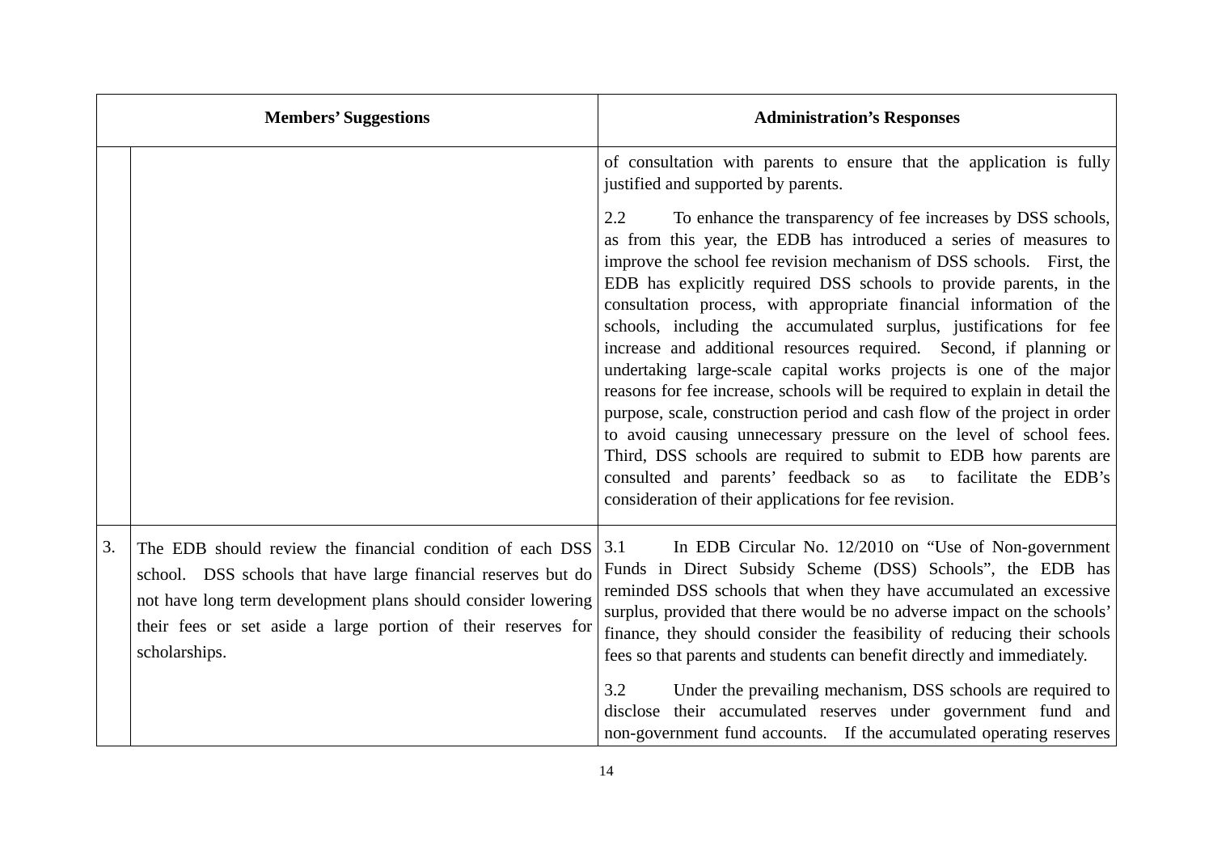| Members' Suggestions | | Administration's Responses |
|---|---|---|
| | | of consultation with parents to ensure that the application is fully justified and supported by parents.<br><br>2.2 To enhance the transparency of fee increases by DSS schools, as from this year, the EDB has introduced a series of measures to improve the school fee revision mechanism of DSS schools. First, the EDB has explicitly required DSS schools to provide parents, in the consultation process, with appropriate financial information of the schools, including the accumulated surplus, justifications for fee increase and additional resources required. Second, if planning or undertaking large-scale capital works projects is one of the major reasons for fee increase, schools will be required to explain in detail the purpose, scale, construction period and cash flow of the project in order to avoid causing unnecessary pressure on the level of school fees. Third, DSS schools are required to submit to EDB how parents are consulted and parents' feedback so as to facilitate the EDB's consideration of their applications for fee revision. |
| 3. | The EDB should review the financial condition of each DSS school. DSS schools that have large financial reserves but do not have long term development plans should consider lowering their fees or set aside a large portion of their reserves for scholarships. | 3.1 In EDB Circular No. 12/2010 on "Use of Non-government Funds in Direct Subsidy Scheme (DSS) Schools", the EDB has reminded DSS schools that when they have accumulated an excessive surplus, provided that there would be no adverse impact on the schools' finance, they should consider the feasibility of reducing their schools fees so that parents and students can benefit directly and immediately.<br><br>3.2 Under the prevailing mechanism, DSS schools are required to disclose their accumulated reserves under government fund and non-government fund accounts. If the accumulated operating reserves |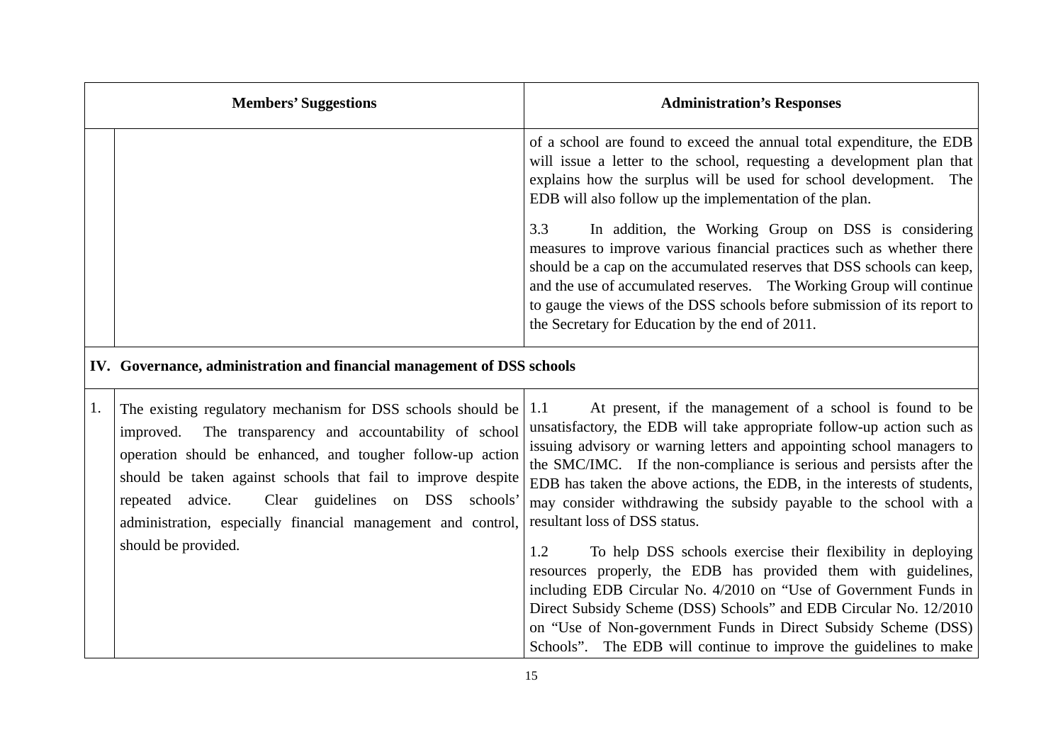| | Members' Suggestions | Administration's Responses |
|---|---|---|
| | | of a school are found to exceed the annual total expenditure, the EDB will issue a letter to the school, requesting a development plan that explains how the surplus will be used for school development. The EDB will also follow up the implementation of the plan.<br><br>3.3 In addition, the Working Group on DSS is considering measures to improve various financial practices such as whether there should be a cap on the accumulated reserves that DSS schools can keep, and the use of accumulated reserves. The Working Group will continue to gauge the views of the DSS schools before submission of its report to the Secretary for Education by the end of 2011. |
| **IV.** | **Governance, administration and financial management of DSS schools** | |
| 1. | The existing regulatory mechanism for DSS schools should be improved. The transparency and accountability of school operation should be enhanced, and tougher follow-up action should be taken against schools that fail to improve despite repeated advice. Clear guidelines on DSS schools' administration, especially financial management and control, should be provided. | 1.1 At present, if the management of a school is found to be unsatisfactory, the EDB will take appropriate follow-up action such as issuing advisory or warning letters and appointing school managers to the SMC/IMC. If the non-compliance is serious and persists after the EDB has taken the above actions, the EDB, in the interests of students, may consider withdrawing the subsidy payable to the school with a resultant loss of DSS status.<br><br>1.2 To help DSS schools exercise their flexibility in deploying resources properly, the EDB has provided them with guidelines, including EDB Circular No. 4/2010 on "Use of Government Funds in Direct Subsidy Scheme (DSS) Schools" and EDB Circular No. 12/2010 on "Use of Non-government Funds in Direct Subsidy Scheme (DSS) Schools". The EDB will continue to improve the guidelines to make |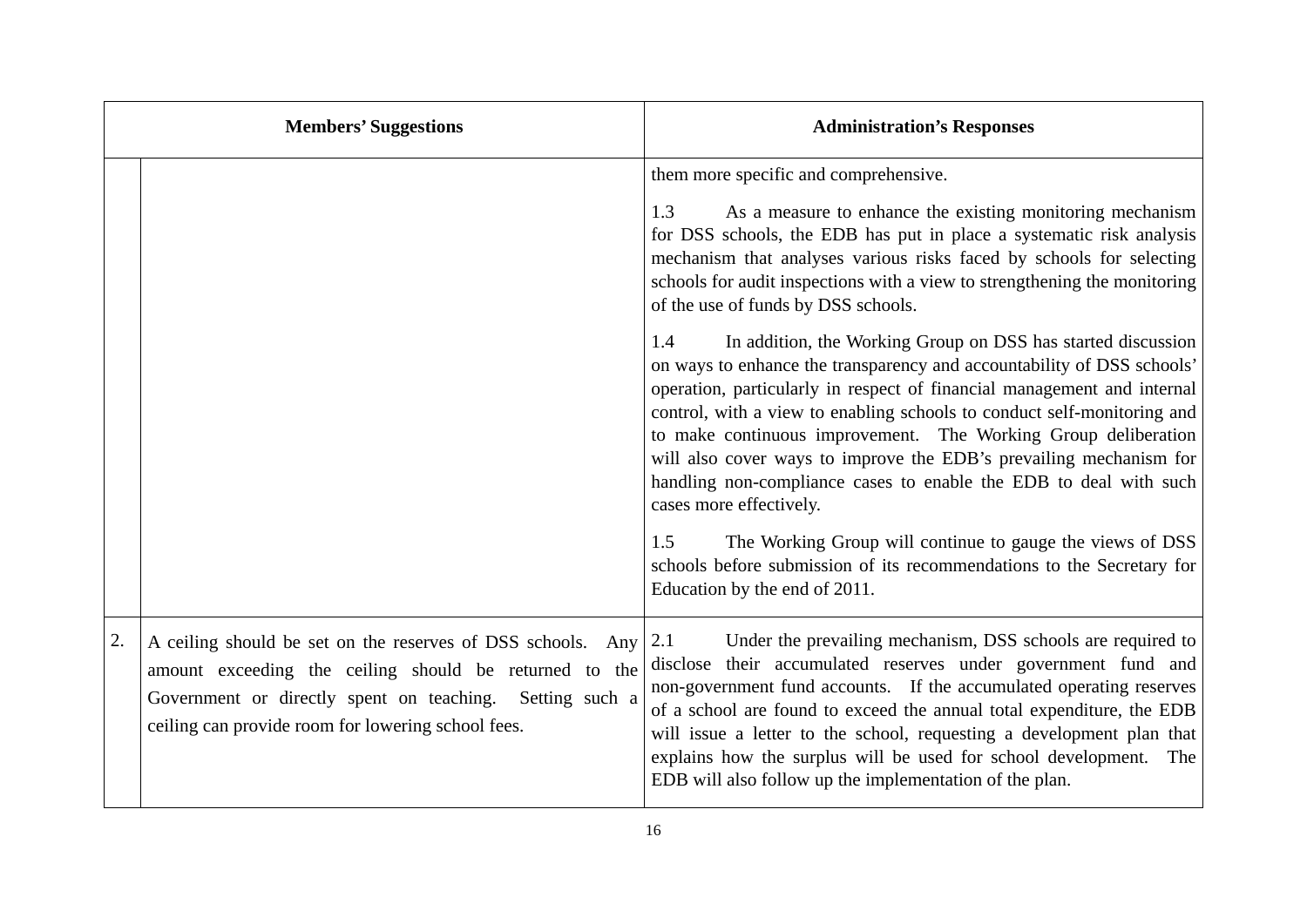| | Members' Suggestions | Administration's Responses |
|---|---|---|
| | | them more specific and comprehensive.<br><br>1.3 As a measure to enhance the existing monitoring mechanism for DSS schools, the EDB has put in place a systematic risk analysis mechanism that analyses various risks faced by schools for selecting schools for audit inspections with a view to strengthening the monitoring of the use of funds by DSS schools.<br><br>1.4 In addition, the Working Group on DSS has started discussion on ways to enhance the transparency and accountability of DSS schools' operation, particularly in respect of financial management and internal control, with a view to enabling schools to conduct self-monitoring and to make continuous improvement. The Working Group deliberation will also cover ways to improve the EDB's prevailing mechanism for handling non-compliance cases to enable the EDB to deal with such cases more effectively.<br><br>1.5 The Working Group will continue to gauge the views of DSS schools before submission of its recommendations to the Secretary for Education by the end of 2011. |
| 2. | A ceiling should be set on the reserves of DSS schools. Any amount exceeding the ceiling should be returned to the Government or directly spent on teaching. Setting such a ceiling can provide room for lowering school fees. | 2.1 Under the prevailing mechanism, DSS schools are required to disclose their accumulated reserves under government fund and non-government fund accounts. If the accumulated operating reserves of a school are found to exceed the annual total expenditure, the EDB will issue a letter to the school, requesting a development plan that explains how the surplus will be used for school development. The EDB will also follow up the implementation of the plan. |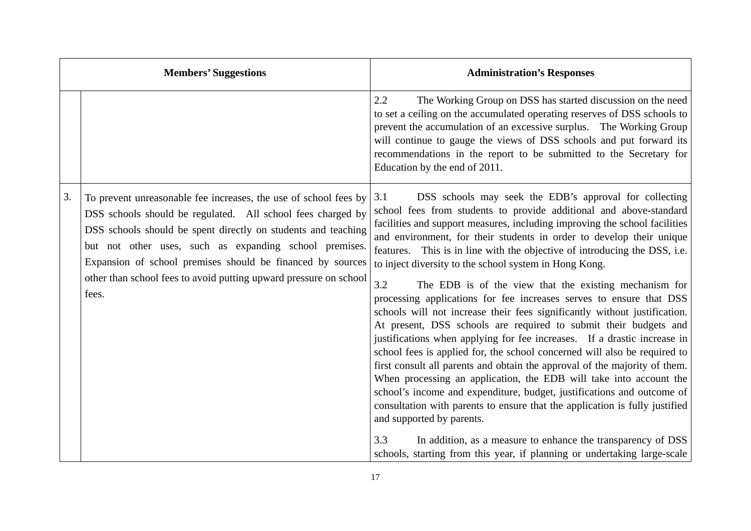| | Members' Suggestions | Administration's Responses |
|---|---|---|
| | | 2.2 The Working Group on DSS has started discussion on the need to set a ceiling on the accumulated operating reserves of DSS schools to prevent the accumulation of an excessive surplus. The Working Group will continue to gauge the views of DSS schools and put forward its recommendations in the report to be submitted to the Secretary for Education by the end of 2011. |
| 3. | To prevent unreasonable fee increases, the use of school fees by DSS schools should be regulated. All school fees charged by DSS schools should be spent directly on students and teaching but not other uses, such as expanding school premises. Expansion of school premises should be financed by sources other than school fees to avoid putting upward pressure on school fees. | 3.1 DSS schools may seek the EDB's approval for collecting school fees from students to provide additional and above-standard facilities and support measures, including improving the school facilities and environment, for their students in order to develop their unique features. This is in line with the objective of introducing the DSS, i.e. to inject diversity to the school system in Hong Kong.<br><br>3.2 The EDB is of the view that the existing mechanism for processing applications for fee increases serves to ensure that DSS schools will not increase their fees significantly without justification. At present, DSS schools are required to submit their budgets and justifications when applying for fee increases. If a drastic increase in school fees is applied for, the school concerned will also be required to first consult all parents and obtain the approval of the majority of them. When processing an application, the EDB will take into account the school's income and expenditure, budget, justifications and outcome of consultation with parents to ensure that the application is fully justified and supported by parents.<br><br>3.3 In addition, as a measure to enhance the transparency of DSS schools, starting from this year, if planning or undertaking large-scale |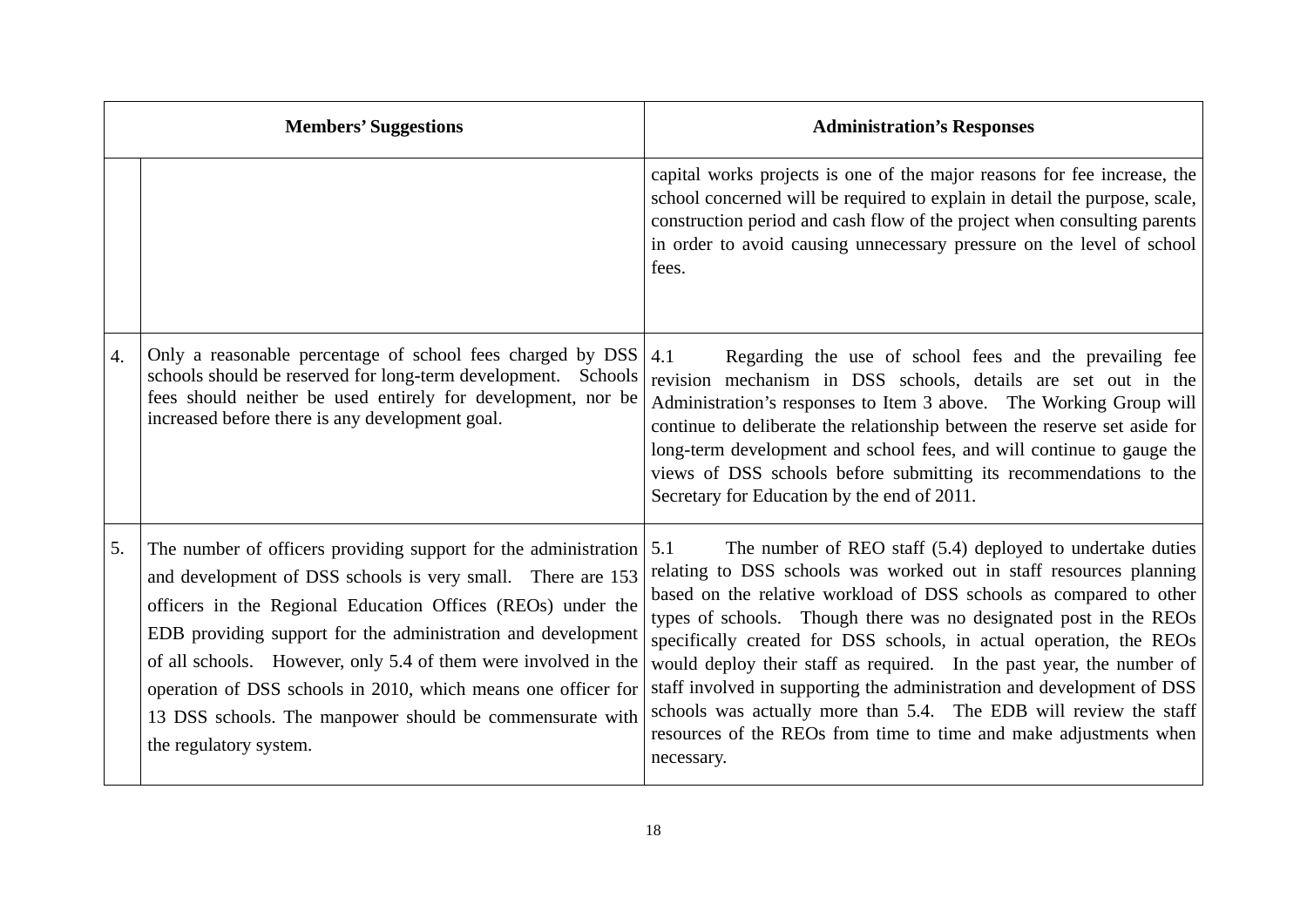| | Members' Suggestions | Administration's Responses |
|---|---|---|
| | | capital works projects is one of the major reasons for fee increase, the school concerned will be required to explain in detail the purpose, scale, construction period and cash flow of the project when consulting parents in order to avoid causing unnecessary pressure on the level of school fees. |
| 4. | Only a reasonable percentage of school fees charged by DSS schools should be reserved for long-term development. Schools fees should neither be used entirely for development, nor be increased before there is any development goal. | 4.1 Regarding the use of school fees and the prevailing fee revision mechanism in DSS schools, details are set out in the Administration's responses to Item 3 above. The Working Group will continue to deliberate the relationship between the reserve set aside for long-term development and school fees, and will continue to gauge the views of DSS schools before submitting its recommendations to the Secretary for Education by the end of 2011. |
| 5. | The number of officers providing support for the administration and development of DSS schools is very small. There are 153 officers in the Regional Education Offices (REOs) under the EDB providing support for the administration and development of all schools. However, only 5.4 of them were involved in the operation of DSS schools in 2010, which means one officer for 13 DSS schools. The manpower should be commensurate with the regulatory system. | 5.1 The number of REO staff (5.4) deployed to undertake duties relating to DSS schools was worked out in staff resources planning based on the relative workload of DSS schools as compared to other types of schools. Though there was no designated post in the REOs specifically created for DSS schools, in actual operation, the REOs would deploy their staff as required. In the past year, the number of staff involved in supporting the administration and development of DSS schools was actually more than 5.4. The EDB will review the staff resources of the REOs from time to time and make adjustments when necessary. |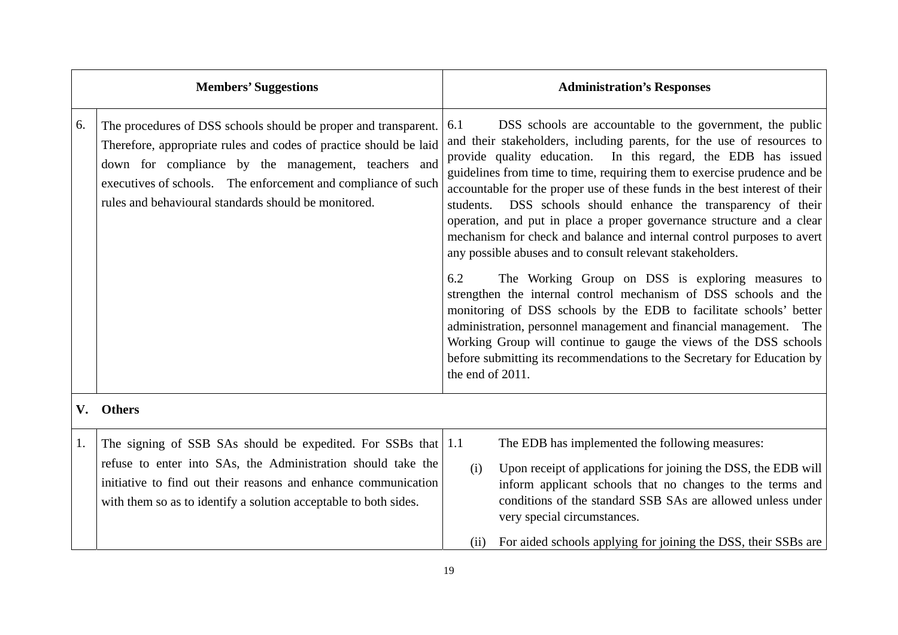| | Members' Suggestions | Administration's Responses |
|---|---|---|
| 6. | The procedures of DSS schools should be proper and transparent. Therefore, appropriate rules and codes of practice should be laid down for compliance by the management, teachers and executives of schools. The enforcement and compliance of such rules and behavioural standards should be monitored. | 6.1 DSS schools are accountable to the government, the public and their stakeholders, including parents, for the use of resources to provide quality education. In this regard, the EDB has issued guidelines from time to time, requiring them to exercise prudence and be accountable for the proper use of these funds in the best interest of their students. DSS schools should enhance the transparency of their operation, and put in place a proper governance structure and a clear mechanism for check and balance and internal control purposes to avert any possible abuses and to consult relevant stakeholders.<br><br>6.2 The Working Group on DSS is exploring measures to strengthen the internal control mechanism of DSS schools and the monitoring of DSS schools by the EDB to facilitate schools' better administration, personnel management and financial management. The Working Group will continue to gauge the views of the DSS schools before submitting its recommendations to the Secretary for Education by the end of 2011. |
| **V.** | **Others** | |
| 1. | The signing of SSB SAs should be expedited. For SSBs that refuse to enter into SAs, the Administration should take the initiative to find out their reasons and enhance communication with them so as to identify a solution acceptable to both sides. | 1.1 The EDB has implemented the following measures:<br><br>(i) Upon receipt of applications for joining the DSS, the EDB will inform applicant schools that no changes to the terms and conditions of the standard SSB SAs are allowed unless under very special circumstances.<br><br>(ii) For aided schools applying for joining the DSS, their SSBs are |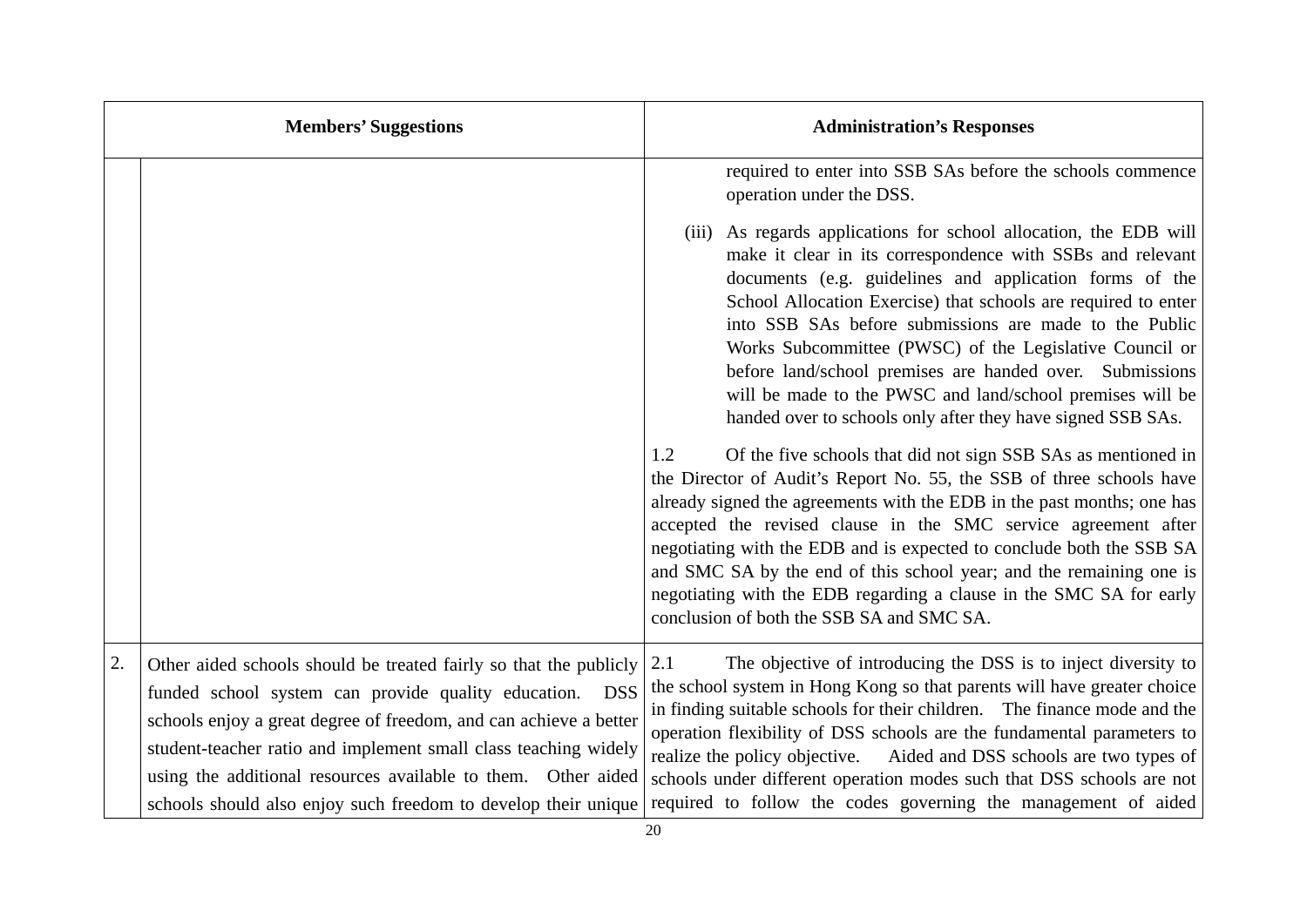| | Members' Suggestions | Administration's Responses |
|---|---|---|
| | | required to enter into SSB SAs before the schools commence operation under the DSS.<br><br>(iii) As regards applications for school allocation, the EDB will make it clear in its correspondence with SSBs and relevant documents (e.g. guidelines and application forms of the School Allocation Exercise) that schools are required to enter into SSB SAs before submissions are made to the Public Works Subcommittee (PWSC) of the Legislative Council or before land/school premises are handed over. Submissions will be made to the PWSC and land/school premises will be handed over to schools only after they have signed SSB SAs.<br><br>1.2 Of the five schools that did not sign SSB SAs as mentioned in the Director of Audit's Report No. 55, the SSB of three schools have already signed the agreements with the EDB in the past months; one has accepted the revised clause in the SMC service agreement after negotiating with the EDB and is expected to conclude both the SSB SA and SMC SA by the end of this school year; and the remaining one is negotiating with the EDB regarding a clause in the SMC SA for early conclusion of both the SSB SA and SMC SA. |
| 2. | Other aided schools should be treated fairly so that the publicly funded school system can provide quality education. DSS schools enjoy a great degree of freedom, and can achieve a better student-teacher ratio and implement small class teaching widely using the additional resources available to them. Other aided schools should also enjoy such freedom to develop their unique | 2.1 The objective of introducing the DSS is to inject diversity to the school system in Hong Kong so that parents will have greater choice in finding suitable schools for their children. The finance mode and the operation flexibility of DSS schools are the fundamental parameters to realize the policy objective. Aided and DSS schools are two types of schools under different operation modes such that DSS schools are not required to follow the codes governing the management of aided |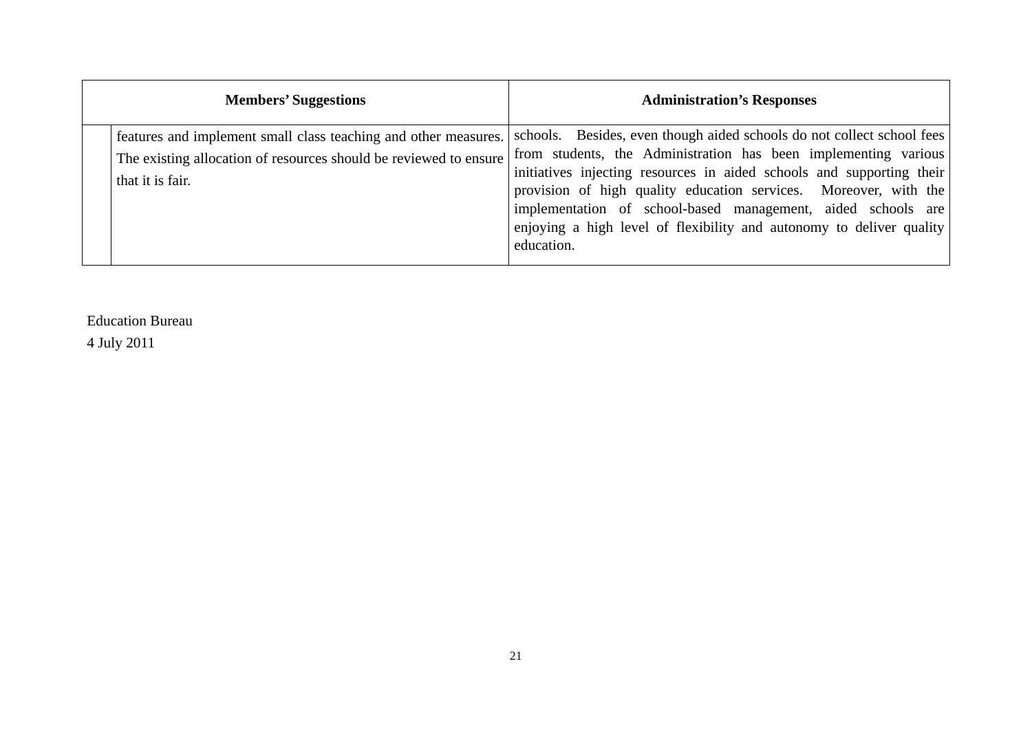| | Members' Suggestions | Administration's Responses |
|---|---|---|
| | features and implement small class teaching and other measures. The existing allocation of resources should be reviewed to ensure that it is fair. | schools. Besides, even though aided schools do not collect school fees from students, the Administration has been implementing various initiatives injecting resources in aided schools and supporting their provision of high quality education services. Moreover, with the implementation of school-based management, aided schools are enjoying a high level of flexibility and autonomy to deliver quality education. |

Education Bureau
4 July 2011